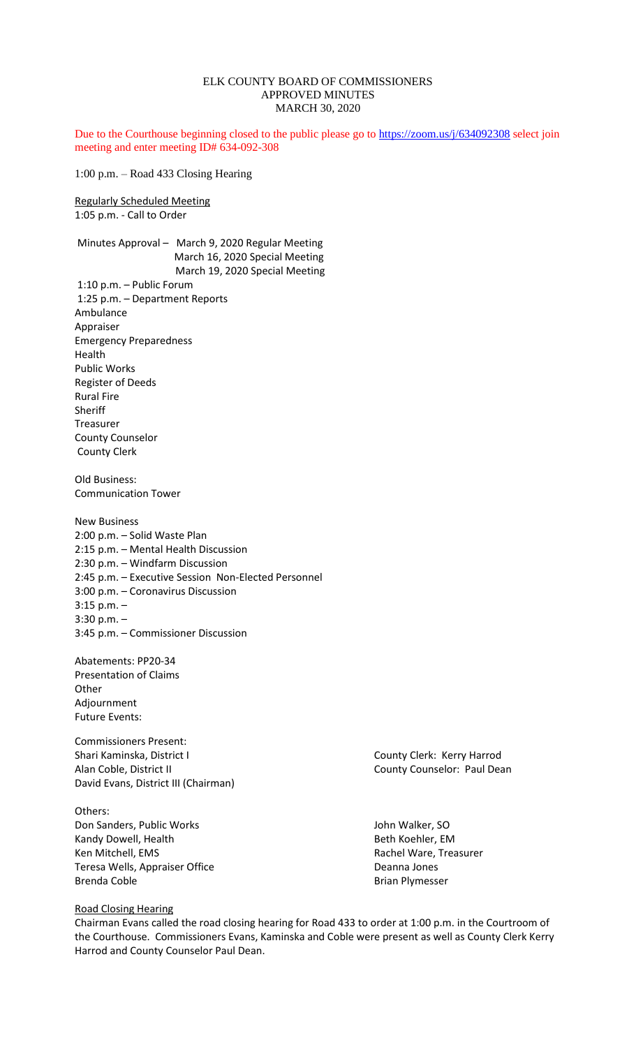# ELK COUNTY BOARD OF COMMISSIONERS
## APPROVED MINUTES
### MARCH 30, 2020

Due to the Courthouse beginning closed to the public please go to https://zoom.us/j/634092308 select join meeting and enter meeting ID# 634-092-308

1:00 p.m. – Road 433 Closing Hearing

Regularly Scheduled Meeting
1:05 p.m. - Call to Order

Minutes Approval – March 9, 2020 Regular Meeting
March 16, 2020 Special Meeting
March 19, 2020 Special Meeting

1:10 p.m. – Public Forum
1:25 p.m. – Department Reports
Ambulance
Appraiser
Emergency Preparedness
Health
Public Works
Register of Deeds
Rural Fire
Sheriff
Treasurer
County Counselor
County Clerk

Old Business:
Communication Tower

New Business
2:00 p.m. – Solid Waste Plan
2:15 p.m. – Mental Health Discussion
2:30 p.m. – Windfarm Discussion
2:45 p.m. – Executive Session Non-Elected Personnel
3:00 p.m. – Coronavirus Discussion
3:15 p.m. –
3:30 p.m. –
3:45 p.m. – Commissioner Discussion

Abatements: PP20-34
Presentation of Claims
Other
Adjournment
Future Events:

Commissioners Present:
Shari Kaminska, District I
Alan Coble, District II
David Evans, District III (Chairman)

County Clerk: Kerry Harrod
County Counselor: Paul Dean

Others:
Don Sanders, Public Works
Kandy Dowell, Health
Ken Mitchell, EMS
Teresa Wells, Appraiser Office
Brenda Coble
John Walker, SO
Beth Koehler, EM
Rachel Ware, Treasurer
Deanna Jones
Brian Plymesser

Road Closing Hearing

Chairman Evans called the road closing hearing for Road 433 to order at 1:00 p.m. in the Courtroom of the Courthouse. Commissioners Evans, Kaminska and Coble were present as well as County Clerk Kerry Harrod and County Counselor Paul Dean.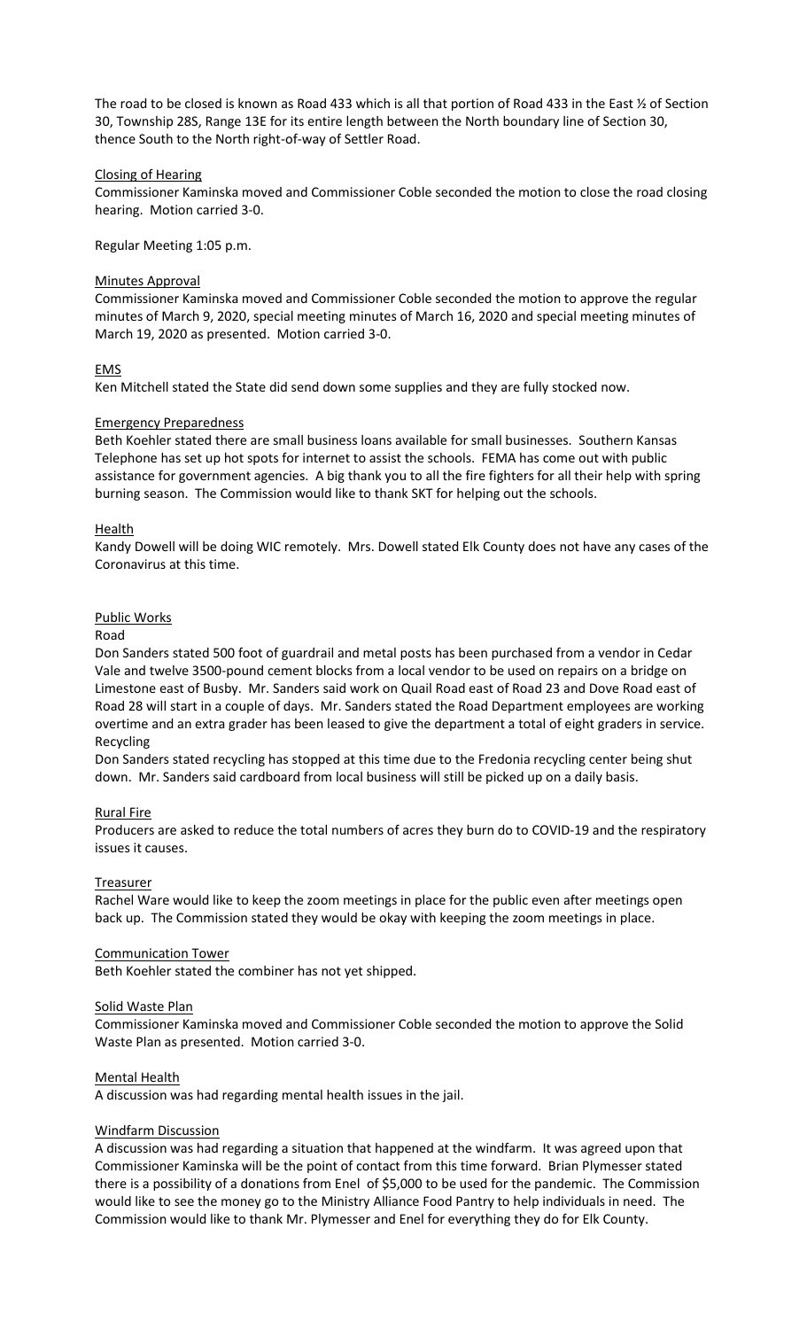The road to be closed is known as Road 433 which is all that portion of Road 433 in the East ½ of Section 30, Township 28S, Range 13E for its entire length between the North boundary line of Section 30, thence South to the North right-of-way of Settler Road.

Closing of Hearing

Commissioner Kaminska moved and Commissioner Coble seconded the motion to close the road closing hearing. Motion carried 3-0.

Regular Meeting 1:05 p.m.

Minutes Approval

Commissioner Kaminska moved and Commissioner Coble seconded the motion to approve the regular minutes of March 9, 2020, special meeting minutes of March 16, 2020 and special meeting minutes of March 19, 2020 as presented. Motion carried 3-0.

EMS

Ken Mitchell stated the State did send down some supplies and they are fully stocked now.

Emergency Preparedness

Beth Koehler stated there are small business loans available for small businesses. Southern Kansas Telephone has set up hot spots for internet to assist the schools. FEMA has come out with public assistance for government agencies. A big thank you to all the fire fighters for all their help with spring burning season. The Commission would like to thank SKT for helping out the schools.

Health

Kandy Dowell will be doing WIC remotely. Mrs. Dowell stated Elk County does not have any cases of the Coronavirus at this time.

Public Works

Road

Don Sanders stated 500 foot of guardrail and metal posts has been purchased from a vendor in Cedar Vale and twelve 3500-pound cement blocks from a local vendor to be used on repairs on a bridge on Limestone east of Busby. Mr. Sanders said work on Quail Road east of Road 23 and Dove Road east of Road 28 will start in a couple of days. Mr. Sanders stated the Road Department employees are working overtime and an extra grader has been leased to give the department a total of eight graders in service.

Recycling

Don Sanders stated recycling has stopped at this time due to the Fredonia recycling center being shut down. Mr. Sanders said cardboard from local business will still be picked up on a daily basis.

Rural Fire

Producers are asked to reduce the total numbers of acres they burn do to COVID-19 and the respiratory issues it causes.

Treasurer

Rachel Ware would like to keep the zoom meetings in place for the public even after meetings open back up. The Commission stated they would be okay with keeping the zoom meetings in place.

Communication Tower

Beth Koehler stated the combiner has not yet shipped.

Solid Waste Plan

Commissioner Kaminska moved and Commissioner Coble seconded the motion to approve the Solid Waste Plan as presented. Motion carried 3-0.

Mental Health

A discussion was had regarding mental health issues in the jail.

Windfarm Discussion

A discussion was had regarding a situation that happened at the windfarm. It was agreed upon that Commissioner Kaminska will be the point of contact from this time forward. Brian Plymesser stated there is a possibility of a donations from Enel of $5,000 to be used for the pandemic. The Commission would like to see the money go to the Ministry Alliance Food Pantry to help individuals in need. The Commission would like to thank Mr. Plymesser and Enel for everything they do for Elk County.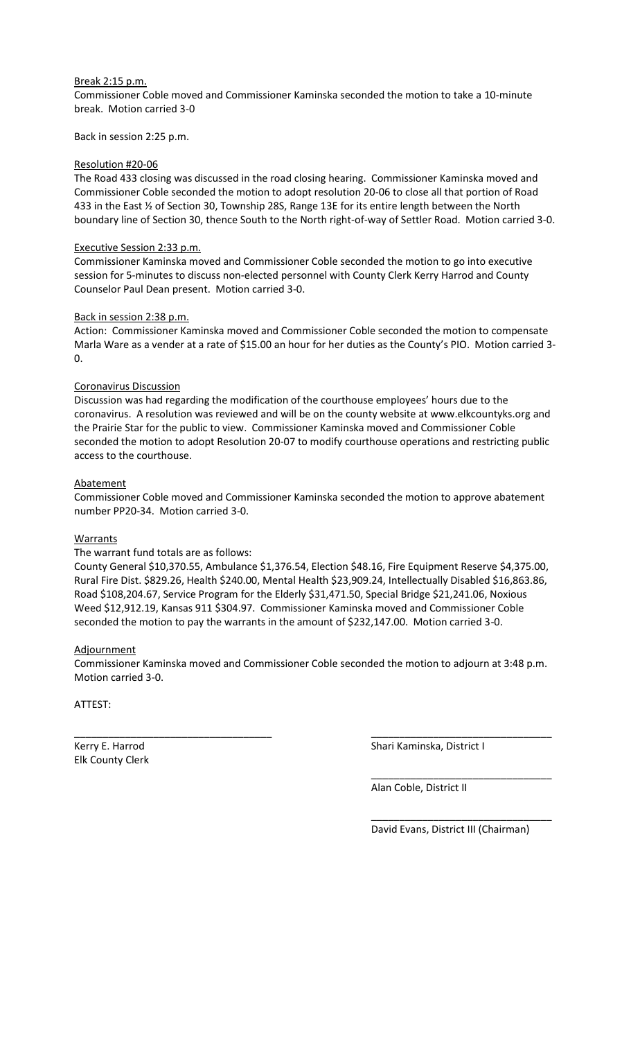Break 2:15 p.m.

Commissioner Coble moved and Commissioner Kaminska seconded the motion to take a 10-minute break. Motion carried 3-0

Back in session 2:25 p.m.

Resolution #20-06

The Road 433 closing was discussed in the road closing hearing. Commissioner Kaminska moved and Commissioner Coble seconded the motion to adopt resolution 20-06 to close all that portion of Road 433 in the East ½ of Section 30, Township 28S, Range 13E for its entire length between the North boundary line of Section 30, thence South to the North right-of-way of Settler Road. Motion carried 3-0.

Executive Session 2:33 p.m.

Commissioner Kaminska moved and Commissioner Coble seconded the motion to go into executive session for 5-minutes to discuss non-elected personnel with County Clerk Kerry Harrod and County Counselor Paul Dean present. Motion carried 3-0.

Back in session 2:38 p.m.

Action: Commissioner Kaminska moved and Commissioner Coble seconded the motion to compensate Marla Ware as a vender at a rate of $15.00 an hour for her duties as the County's PIO. Motion carried 3-0.

Coronavirus Discussion

Discussion was had regarding the modification of the courthouse employees' hours due to the coronavirus. A resolution was reviewed and will be on the county website at www.elkcountyks.org and the Prairie Star for the public to view. Commissioner Kaminska moved and Commissioner Coble seconded the motion to adopt Resolution 20-07 to modify courthouse operations and restricting public access to the courthouse.

Abatement

Commissioner Coble moved and Commissioner Kaminska seconded the motion to approve abatement number PP20-34. Motion carried 3-0.

Warrants

The warrant fund totals are as follows:

County General $10,370.55, Ambulance $1,376.54, Election $48.16, Fire Equipment Reserve $4,375.00, Rural Fire Dist. $829.26, Health $240.00, Mental Health $23,909.24, Intellectually Disabled $16,863.86, Road $108,204.67, Service Program for the Elderly $31,471.50, Special Bridge $21,241.06, Noxious Weed $12,912.19, Kansas 911 $304.97. Commissioner Kaminska moved and Commissioner Coble seconded the motion to pay the warrants in the amount of $232,147.00. Motion carried 3-0.

Adjournment

Commissioner Kaminska moved and Commissioner Coble seconded the motion to adjourn at 3:48 p.m. Motion carried 3-0.

ATTEST:

___________________________________
Kerry E. Harrod
Elk County Clerk

___________________________________
Shari Kaminska, District I

___________________________________
Alan Coble, District II

___________________________________
David Evans, District III (Chairman)